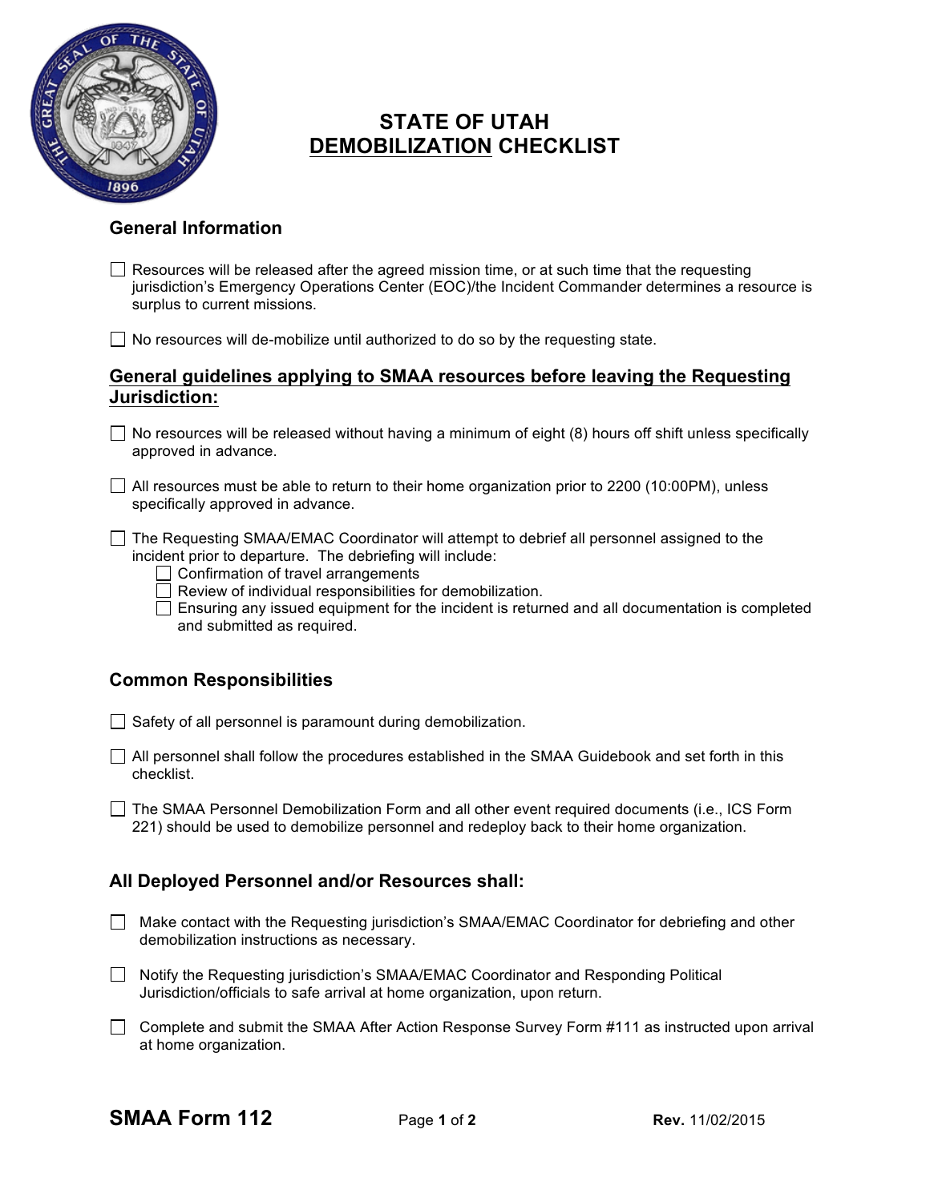# STATE OF UTAH
# DEMOBILIZATION CHECKLIST

## General Information

- [ ] Resources will be released after the agreed mission time, or at such time that the requesting jurisdiction's Emergency Operations Center (EOC)/the Incident Commander determines a resource is surplus to current missions.

- [ ] No resources will de-mobilize until authorized to do so by the requesting state.

## General guidelines applying to SMAA resources before leaving the Requesting Jurisdiction:

- [ ] No resources will be released without having a minimum of eight (8) hours off shift unless specifically approved in advance.

- [ ] All resources must be able to return to their home organization prior to 2200 (10:00PM), unless specifically approved in advance.

- [ ] The Requesting SMAA/EMAC Coordinator will attempt to debrief all personnel assigned to the incident prior to departure. The debriefing will include:
  - [ ] Confirmation of travel arrangements
  - [ ] Review of individual responsibilities for demobilization.
  - [ ] Ensuring any issued equipment for the incident is returned and all documentation is completed and submitted as required.

## Common Responsibilities

- [ ] Safety of all personnel is paramount during demobilization.

- [ ] All personnel shall follow the procedures established in the SMAA Guidebook and set forth in this checklist.

- [ ] The SMAA Personnel Demobilization Form and all other event required documents (i.e., ICS Form 221) should be used to demobilize personnel and redeploy back to their home organization.

## All Deployed Personnel and/or Resources shall:

- [ ] Make contact with the Requesting jurisdiction's SMAA/EMAC Coordinator for debriefing and other demobilization instructions as necessary.

- [ ] Notify the Requesting jurisdiction's SMAA/EMAC Coordinator and Responding Political Jurisdiction/officials to safe arrival at home organization, upon return.

- [ ] Complete and submit the SMAA After Action Response Survey Form #111 as instructed upon arrival at home organization.

**SMAA Form 112** **Rev.** 11/02/2015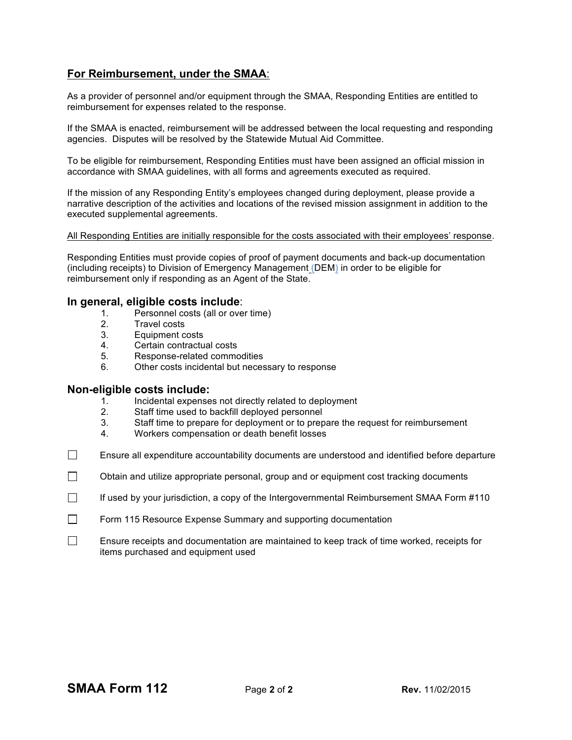## For Reimbursement, under the SMAA:

As a provider of personnel and/or equipment through the SMAA, Responding Entities are entitled to reimbursement for expenses related to the response.

If the SMAA is enacted, reimbursement will be addressed between the local requesting and responding agencies. Disputes will be resolved by the Statewide Mutual Aid Committee.

To be eligible for reimbursement, Responding Entities must have been assigned an official mission in accordance with SMAA guidelines, with all forms and agreements executed as required.

If the mission of any Responding Entity's employees changed during deployment, please provide a narrative description of the activities and locations of the revised mission assignment in addition to the executed supplemental agreements.

<u>All Responding Entities are initially responsible for the costs associated with their employees' response</u>.

Responding Entities must provide copies of proof of payment documents and back-up documentation (including receipts) to Division of Emergency Management (DEM) in order to be eligible for reimbursement only if responding as an Agent of the State.

### In general, eligible costs include:

1. Personnel costs (all or over time)
2. Travel costs
3. Equipment costs
4. Certain contractual costs
5. Response-related commodities
6. Other costs incidental but necessary to response

### Non-eligible costs include:

1. Incidental expenses not directly related to deployment
2. Staff time used to backfill deployed personnel
3. Staff time to prepare for deployment or to prepare the request for reimbursement
4. Workers compensation or death benefit losses

- [ ] Ensure all expenditure accountability documents are understood and identified before departure
- [ ] Obtain and utilize appropriate personal, group and or equipment cost tracking documents
- [ ] If used by your jurisdiction, a copy of the Intergovernmental Reimbursement SMAA Form #110
- [ ] Form 115 Resource Expense Summary and supporting documentation
- [ ] Ensure receipts and documentation are maintained to keep track of time worked, receipts for items purchased and equipment used

**SMAA Form 112** **Rev.** 11/02/2015